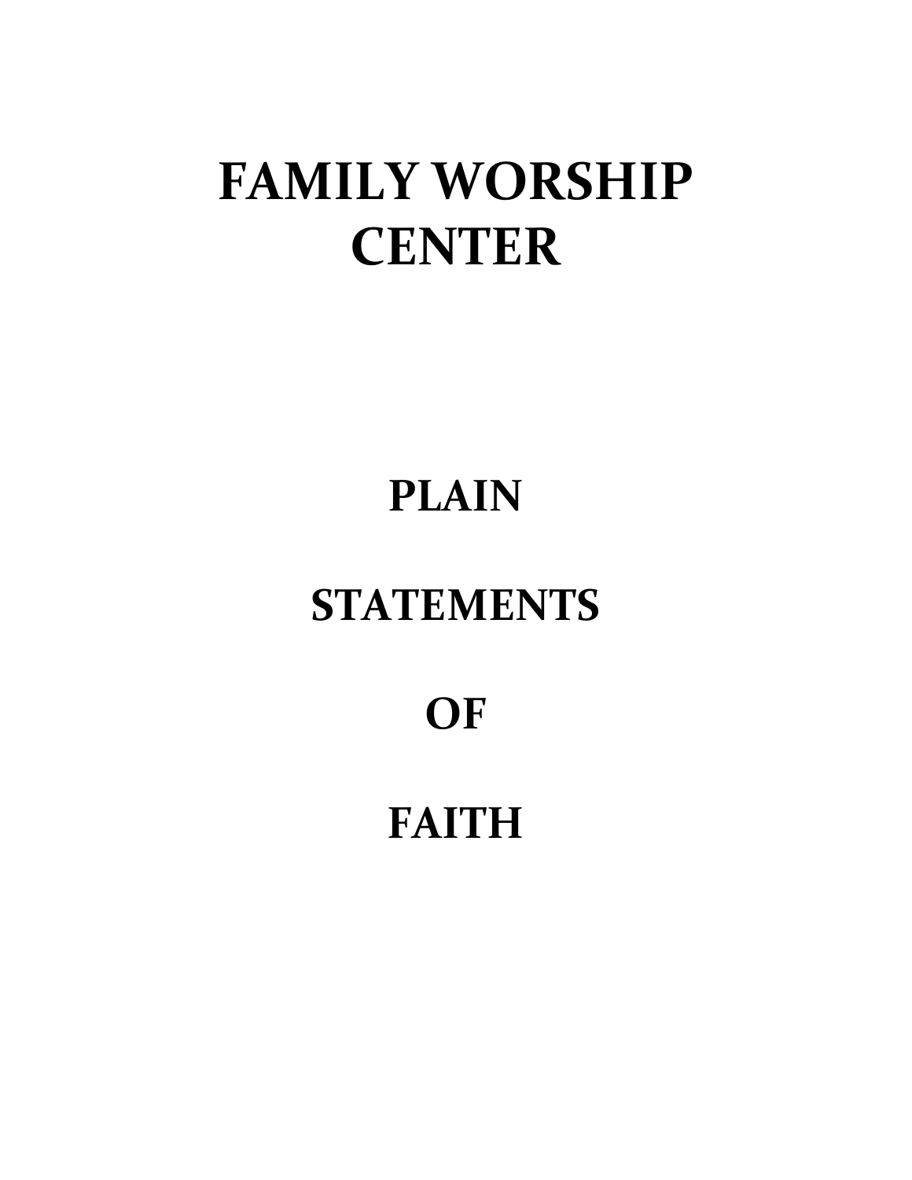# FAMILY WORSHIP CENTER

## PLAIN

## STATEMENTS

## OF

## FAITH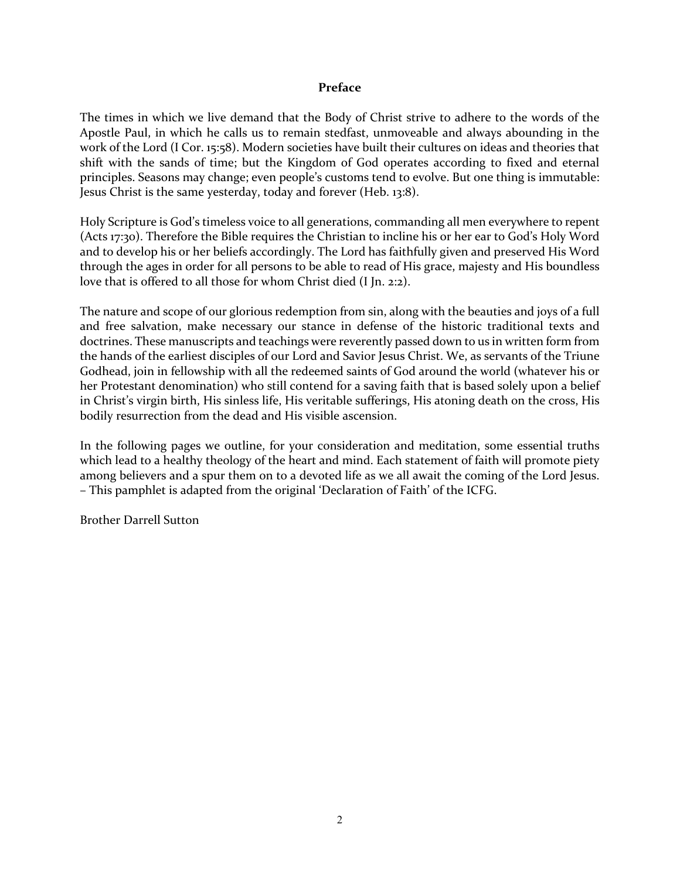## Preface

The times in which we live demand that the Body of Christ strive to adhere to the words of the Apostle Paul, in which he calls us to remain stedfast, unmoveable and always abounding in the work of the Lord (I Cor. 15:58). Modern societies have built their cultures on ideas and theories that shift with the sands of time; but the Kingdom of God operates according to fixed and eternal principles. Seasons may change; even people's customs tend to evolve. But one thing is immutable: Jesus Christ is the same yesterday, today and forever (Heb. 13:8).

Holy Scripture is God's timeless voice to all generations, commanding all men everywhere to repent (Acts 17:30). Therefore the Bible requires the Christian to incline his or her ear to God's Holy Word and to develop his or her beliefs accordingly. The Lord has faithfully given and preserved His Word through the ages in order for all persons to be able to read of His grace, majesty and His boundless love that is offered to all those for whom Christ died (I Jn. 2:2).

The nature and scope of our glorious redemption from sin, along with the beauties and joys of a full and free salvation, make necessary our stance in defense of the historic traditional texts and doctrines. These manuscripts and teachings were reverently passed down to us in written form from the hands of the earliest disciples of our Lord and Savior Jesus Christ. We, as servants of the Triune Godhead, join in fellowship with all the redeemed saints of God around the world (whatever his or her Protestant denomination) who still contend for a saving faith that is based solely upon a belief in Christ's virgin birth, His sinless life, His veritable sufferings, His atoning death on the cross, His bodily resurrection from the dead and His visible ascension.

In the following pages we outline, for your consideration and meditation, some essential truths which lead to a healthy theology of the heart and mind. Each statement of faith will promote piety among believers and a spur them on to a devoted life as we all await the coming of the Lord Jesus. – This pamphlet is adapted from the original 'Declaration of Faith' of the ICFG.

Brother Darrell Sutton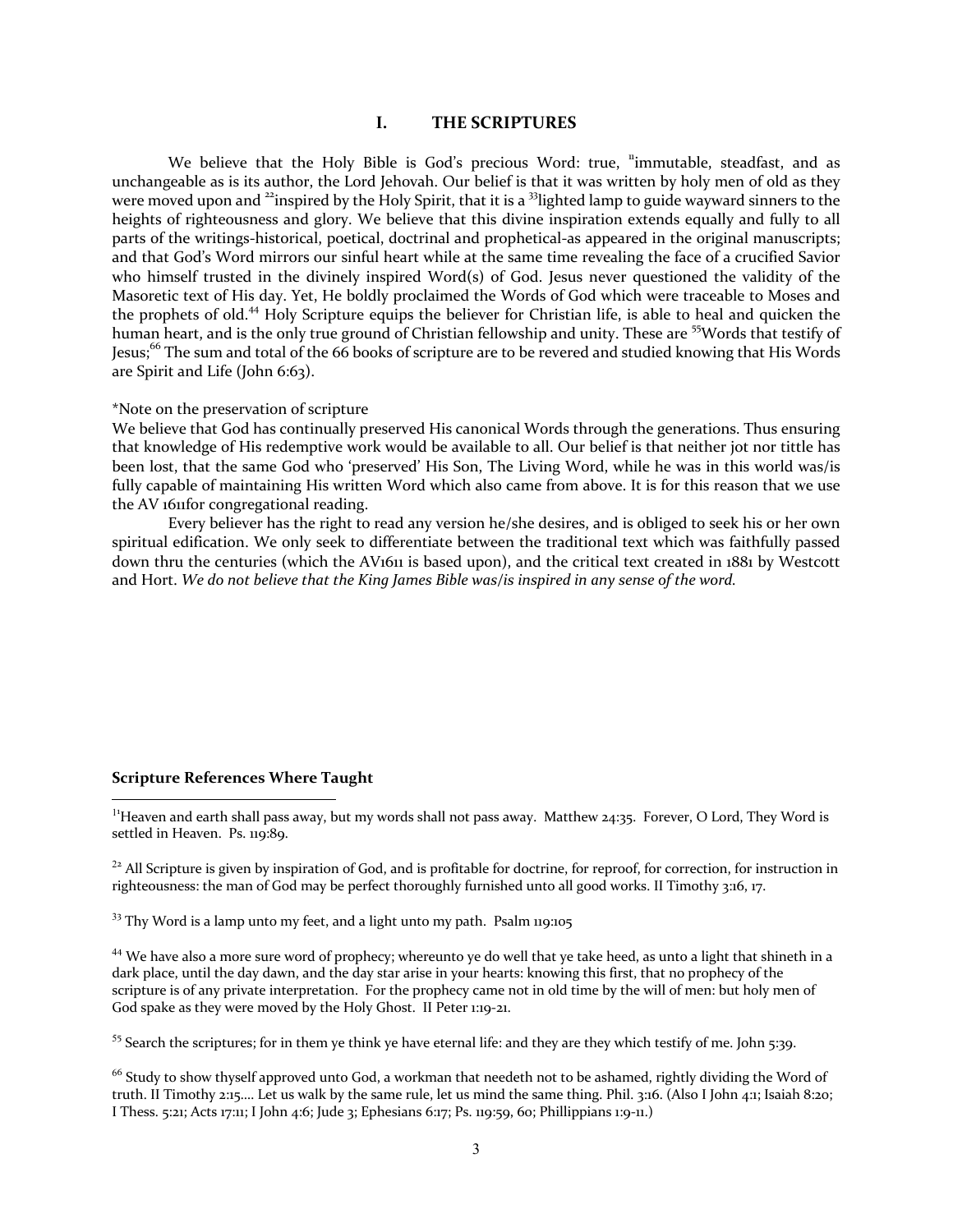## I. THE SCRIPTURES

We believe that the Holy Bible is God's precious Word: true, [11]immutable, steadfast, and as unchangeable as is its author, the Lord Jehovah. Our belief is that it was written by holy men of old as they were moved upon and [22]inspired by the Holy Spirit, that it is a [33]lighted lamp to guide wayward sinners to the heights of righteousness and glory. We believe that this divine inspiration extends equally and fully to all parts of the writings-historical, poetical, doctrinal and prophetical-as appeared in the original manuscripts; and that God's Word mirrors our sinful heart while at the same time revealing the face of a crucified Savior who himself trusted in the divinely inspired Word(s) of God. Jesus never questioned the validity of the Masoretic text of His day. Yet, He boldly proclaimed the Words of God which were traceable to Moses and the prophets of old.[44] Holy Scripture equips the believer for Christian life, is able to heal and quicken the human heart, and is the only true ground of Christian fellowship and unity. These are [55]Words that testify of Jesus;[66] The sum and total of the 66 books of scripture are to be revered and studied knowing that His Words are Spirit and Life (John 6:63).

*Note on the preservation of scripture

We believe that God has continually preserved His canonical Words through the generations. Thus ensuring that knowledge of His redemptive work would be available to all. Our belief is that neither jot nor tittle has been lost, that the same God who 'preserved' His Son, The Living Word, while he was in this world was/is fully capable of maintaining His written Word which also came from above. It is for this reason that we use the AV 1611for congregational reading.

Every believer has the right to read any version he/she desires, and is obliged to seek his or her own spiritual edification. We only seek to differentiate between the traditional text which was faithfully passed down thru the centuries (which the AV1611 is based upon), and the critical text created in 1881 by Westcott and Hort. *We do not believe that the King James Bible was/is inspired in any sense of the word.*

**Scripture References Where Taught**

[11]Heaven and earth shall pass away, but my words shall not pass away. Matthew 24:35. Forever, O Lord, They Word is settled in Heaven. Ps. 119:89.

[22] All Scripture is given by inspiration of God, and is profitable for doctrine, for reproof, for correction, for instruction in righteousness: the man of God may be perfect thoroughly furnished unto all good works. II Timothy 3:16, 17.

[33] Thy Word is a lamp unto my feet, and a light unto my path. Psalm 119:105

[44] We have also a more sure word of prophecy; whereunto ye do well that ye take heed, as unto a light that shineth in a dark place, until the day dawn, and the day star arise in your hearts: knowing this first, that no prophecy of the scripture is of any private interpretation. For the prophecy came not in old time by the will of men: but holy men of God spake as they were moved by the Holy Ghost. II Peter 1:19-21.

[55] Search the scriptures; for in them ye think ye have eternal life: and they are they which testify of me. John 5:39.

[66] Study to show thyself approved unto God, a workman that needeth not to be ashamed, rightly dividing the Word of truth. II Timothy 2:15.... Let us walk by the same rule, let us mind the same thing. Phil. 3:16. (Also I John 4:1; Isaiah 8:20; I Thess. 5:21; Acts 17:11; I John 4:6; Jude 3; Ephesians 6:17; Ps. 119:59, 60; Phillippians 1:9-11.)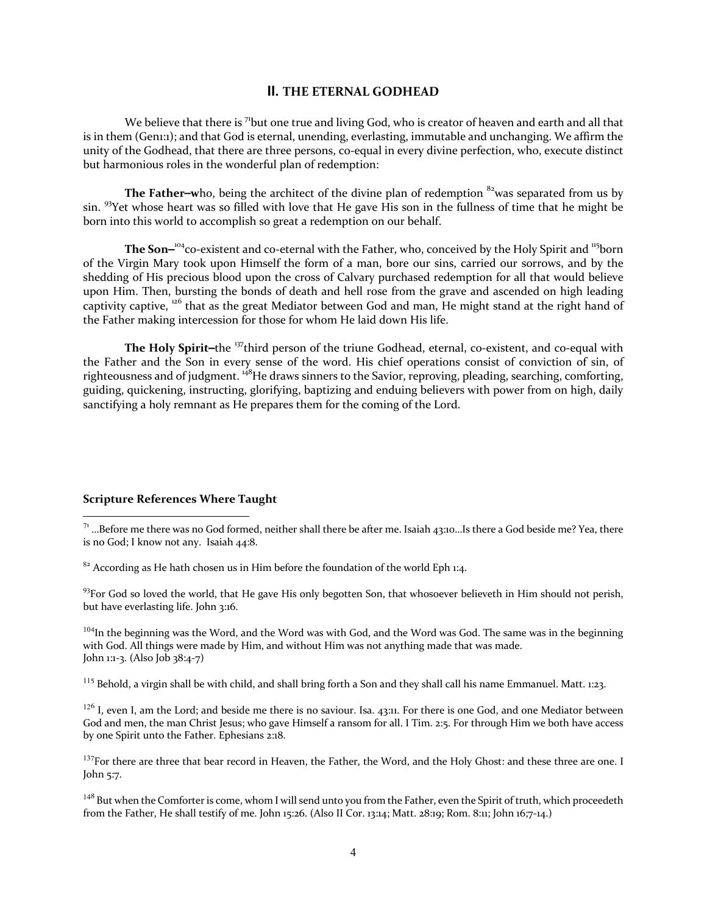## II. THE ETERNAL GODHEAD

We believe that there is [71]but one true and living God, who is creator of heaven and earth and all that is in them (Gen1:1); and that God is eternal, unending, everlasting, immutable and unchanging. We affirm the unity of the Godhead, that there are three persons, co-equal in every divine perfection, who, execute distinct but harmonious roles in the wonderful plan of redemption:

**The Father–w**ho, being the architect of the divine plan of redemption [82]was separated from us by sin. [93]Yet whose heart was so filled with love that He gave His son in the fullness of time that he might be born into this world to accomplish so great a redemption on our behalf.

**The Son–**[104]co-existent and co-eternal with the Father, who, conceived by the Holy Spirit and [115]born of the Virgin Mary took upon Himself the form of a man, bore our sins, carried our sorrows, and by the shedding of His precious blood upon the cross of Calvary purchased redemption for all that would believe upon Him. Then, bursting the bonds of death and hell rose from the grave and ascended on high leading captivity captive, [126] that as the great Mediator between God and man, He might stand at the right hand of the Father making intercession for those for whom He laid down His life.

**The Holy Spirit–**the [137]third person of the triune Godhead, eternal, co-existent, and co-equal with the Father and the Son in every sense of the word. His chief operations consist of conviction of sin, of righteousness and of judgment. [148]He draws sinners to the Savior, reproving, pleading, searching, comforting, guiding, quickening, instructing, glorifying, baptizing and enduing believers with power from on high, daily sanctifying a holy remnant as He prepares them for the coming of the Lord.

**Scripture References Where Taught**

---

[71] …Before me there was no God formed, neither shall there be after me. Isaiah 43:10…Is there a God beside me? Yea, there is no God; I know not any. Isaiah 44:8.

[82] According as He hath chosen us in Him before the foundation of the world Eph 1:4.

[93]For God so loved the world, that He gave His only begotten Son, that whosoever believeth in Him should not perish, but have everlasting life. John 3:16.

[104]In the beginning was the Word, and the Word was with God, and the Word was God. The same was in the beginning with God. All things were made by Him, and without Him was not anything made that was made. John 1:1-3. (Also Job 38:4-7)

[115] Behold, a virgin shall be with child, and shall bring forth a Son and they shall call his name Emmanuel. Matt. 1:23.

[126] I, even I, am the Lord; and beside me there is no saviour. Isa. 43:11. For there is one God, and one Mediator between God and men, the man Christ Jesus; who gave Himself a ransom for all. I Tim. 2:5. For through Him we both have access by one Spirit unto the Father. Ephesians 2:18.

[137]For there are three that bear record in Heaven, the Father, the Word, and the Holy Ghost: and these three are one. I John 5:7.

[148] But when the Comforter is come, whom I will send unto you from the Father, even the Spirit of truth, which proceedeth from the Father, He shall testify of me. John 15:26. (Also II Cor. 13:14; Matt. 28:19; Rom. 8:11; John 16;7-14.)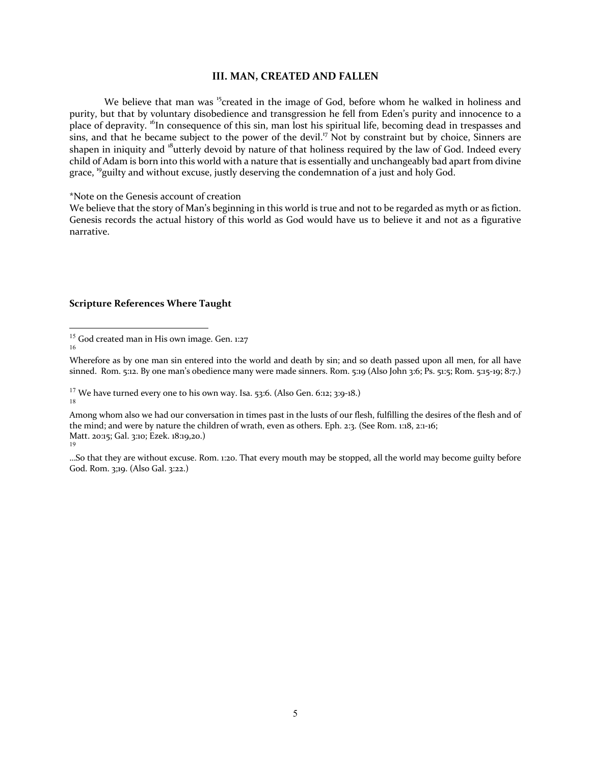### III. MAN, CREATED AND FALLEN

We believe that man was [15]created in the image of God, before whom he walked in holiness and purity, but that by voluntary disobedience and transgression he fell from Eden's purity and innocence to a place of depravity. [16]In consequence of this sin, man lost his spiritual life, becoming dead in trespasses and sins, and that he became subject to the power of the devil.[17] Not by constraint but by choice, Sinners are shapen in iniquity and [18]utterly devoid by nature of that holiness required by the law of God. Indeed every child of Adam is born into this world with a nature that is essentially and unchangeably bad apart from divine grace, [19]guilty and without excuse, justly deserving the condemnation of a just and holy God.

*Note on the Genesis account of creation
We believe that the story of Man's beginning in this world is true and not to be regarded as myth or as fiction. Genesis records the actual history of this world as God would have us to believe it and not as a figurative narrative.

**Scripture References Where Taught**

---

[15] God created man in His own image. Gen. 1:27

[16] Wherefore as by one man sin entered into the world and death by sin; and so death passed upon all men, for all have sinned. Rom. 5:12. By one man's obedience many were made sinners. Rom. 5:19 (Also John 3:6; Ps. 51:5; Rom. 5:15-19; 8:7.)

[17] We have turned every one to his own way. Isa. 53:6. (Also Gen. 6:12; 3:9-18.)

[18] Among whom also we had our conversation in times past in the lusts of our flesh, fulfilling the desires of the flesh and of the mind; and were by nature the children of wrath, even as others. Eph. 2:3. (See Rom. 1:18, 2:1-16; Matt. 20:15; Gal. 3:10; Ezek. 18:19,20.)

[19] …So that they are without excuse. Rom. 1:20. That every mouth may be stopped, all the world may become guilty before God. Rom. 3;19. (Also Gal. 3:22.)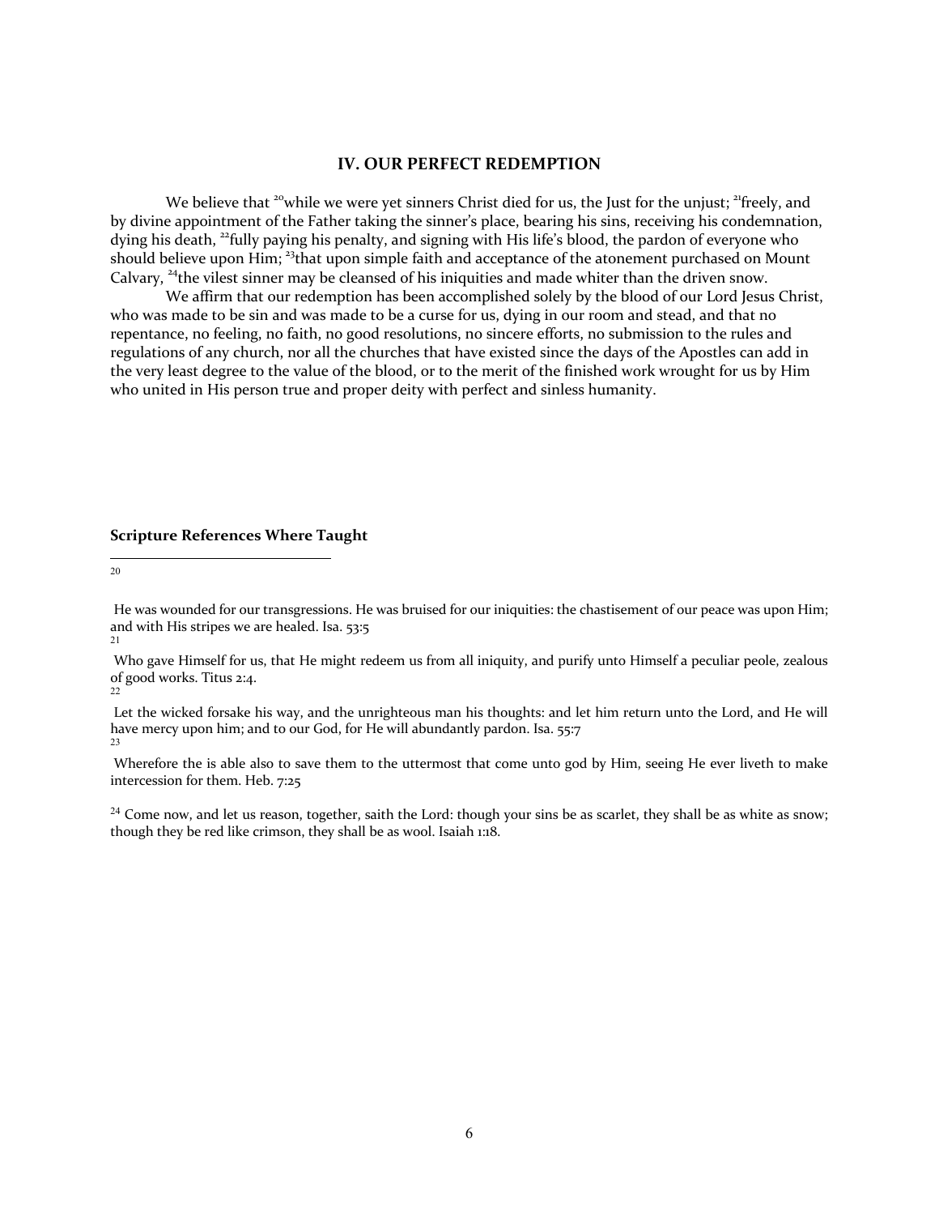## IV. OUR PERFECT REDEMPTION

We believe that [20]while we were yet sinners Christ died for us, the Just for the unjust; [21]freely, and by divine appointment of the Father taking the sinner's place, bearing his sins, receiving his condemnation, dying his death, [22]fully paying his penalty, and signing with His life's blood, the pardon of everyone who should believe upon Him; [23]that upon simple faith and acceptance of the atonement purchased on Mount Calvary, [24]the vilest sinner may be cleansed of his iniquities and made whiter than the driven snow.

We affirm that our redemption has been accomplished solely by the blood of our Lord Jesus Christ, who was made to be sin and was made to be a curse for us, dying in our room and stead, and that no repentance, no feeling, no faith, no good resolutions, no sincere efforts, no submission to the rules and regulations of any church, nor all the churches that have existed since the days of the Apostles can add in the very least degree to the value of the blood, or to the merit of the finished work wrought for us by Him who united in His person true and proper deity with perfect and sinless humanity.

**Scripture References Where Taught**

[20] He was wounded for our transgressions. He was bruised for our iniquities: the chastisement of our peace was upon Him; and with His stripes we are healed. Isa. 53:5

[21] Who gave Himself for us, that He might redeem us from all iniquity, and purify unto Himself a peculiar peole, zealous of good works. Titus 2:4.

[22] Let the wicked forsake his way, and the unrighteous man his thoughts: and let him return unto the Lord, and He will have mercy upon him; and to our God, for He will abundantly pardon. Isa. 55:7

[23] Wherefore the is able also to save them to the uttermost that come unto god by Him, seeing He ever liveth to make intercession for them. Heb. 7:25

[24] Come now, and let us reason, together, saith the Lord: though your sins be as scarlet, they shall be as white as snow; though they be red like crimson, they shall be as wool. Isaiah 1:18.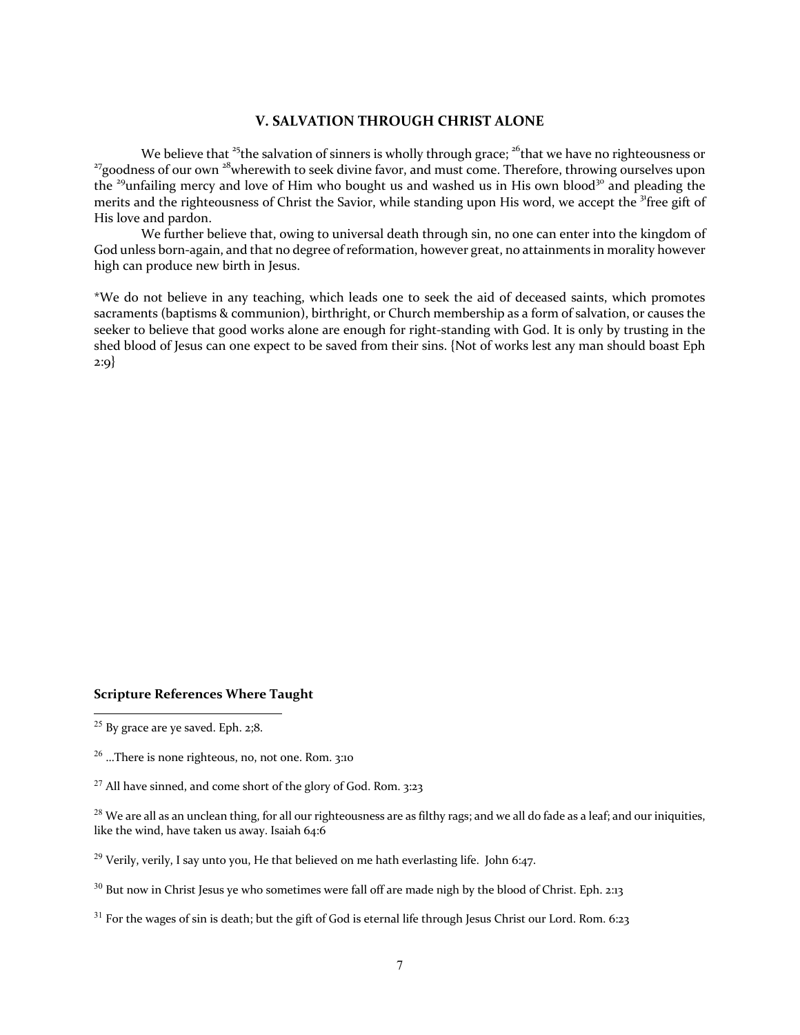## V. SALVATION THROUGH CHRIST ALONE

We believe that [25]the salvation of sinners is wholly through grace; [26]that we have no righteousness or [27]goodness of our own [28]wherewith to seek divine favor, and must come. Therefore, throwing ourselves upon the [29]unfailing mercy and love of Him who bought us and washed us in His own blood[30] and pleading the merits and the righteousness of Christ the Savior, while standing upon His word, we accept the [31]free gift of His love and pardon.

We further believe that, owing to universal death through sin, no one can enter into the kingdom of God unless born-again, and that no degree of reformation, however great, no attainments in morality however high can produce new birth in Jesus.

*We do not believe in any teaching, which leads one to seek the aid of deceased saints, which promotes sacraments (baptisms & communion), birthright, or Church membership as a form of salvation, or causes the seeker to believe that good works alone are enough for right-standing with God. It is only by trusting in the shed blood of Jesus can one expect to be saved from their sins. {Not of works lest any man should boast Eph 2:9}

**Scripture References Where Taught**

[25] By grace are ye saved. Eph. 2;8.

[26] ...There is none righteous, no, not one. Rom. 3:10

[27] All have sinned, and come short of the glory of God. Rom. 3:23

[28] We are all as an unclean thing, for all our righteousness are as filthy rags; and we all do fade as a leaf; and our iniquities, like the wind, have taken us away. Isaiah 64:6

[29] Verily, verily, I say unto you, He that believed on me hath everlasting life. John 6:47.

[30] But now in Christ Jesus ye who sometimes were fall off are made nigh by the blood of Christ. Eph. 2:13

[31] For the wages of sin is death; but the gift of God is eternal life through Jesus Christ our Lord. Rom. 6:23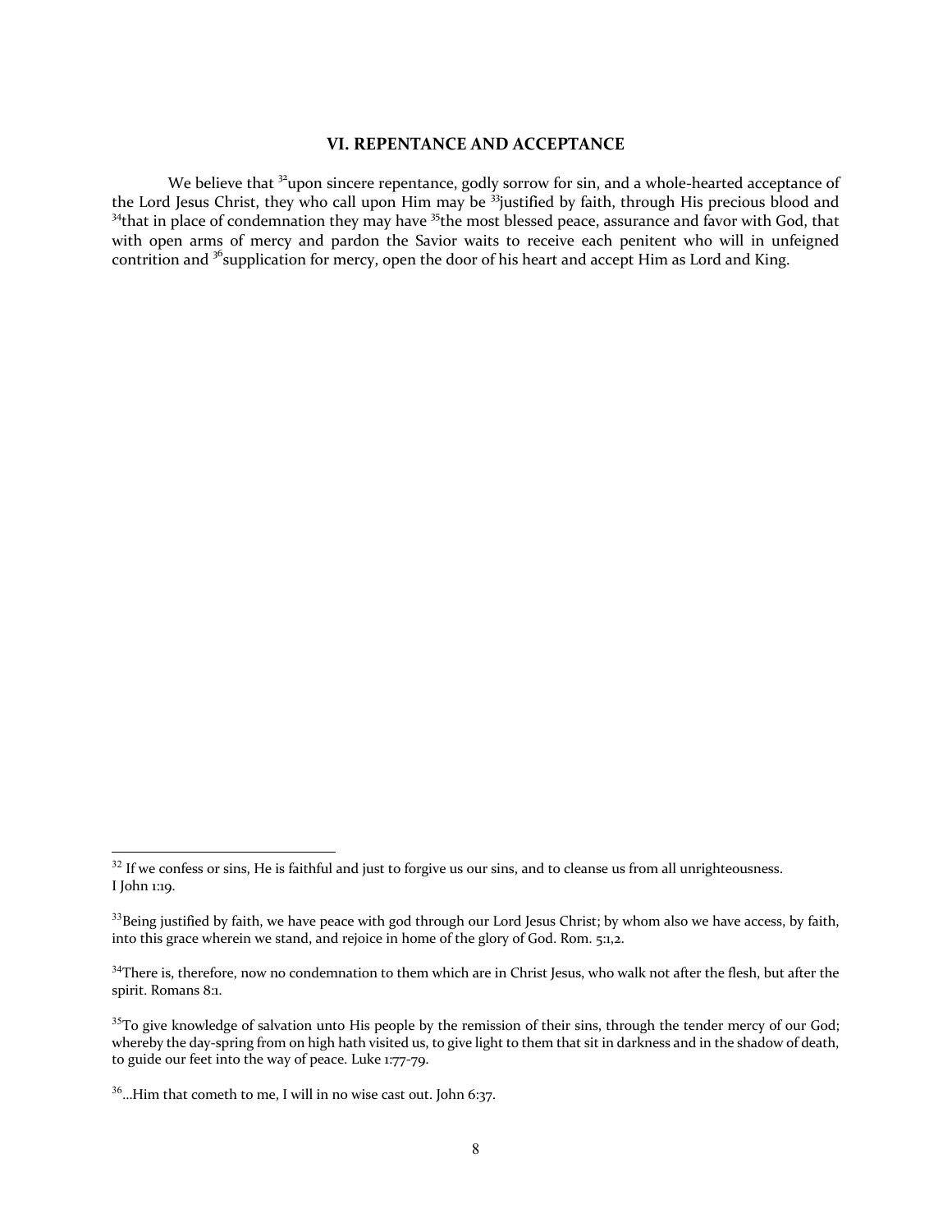## VI. REPENTANCE AND ACCEPTANCE

We believe that [32]upon sincere repentance, godly sorrow for sin, and a whole-hearted acceptance of the Lord Jesus Christ, they who call upon Him may be [33]justified by faith, through His precious blood and [34]that in place of condemnation they may have [35]the most blessed peace, assurance and favor with God, that with open arms of mercy and pardon the Savior waits to receive each penitent who will in unfeigned contrition and [36]supplication for mercy, open the door of his heart and accept Him as Lord and King.

---

[32] If we confess or sins, He is faithful and just to forgive us our sins, and to cleanse us from all unrighteousness. I John 1:19.

[33] Being justified by faith, we have peace with god through our Lord Jesus Christ; by whom also we have access, by faith, into this grace wherein we stand, and rejoice in home of the glory of God. Rom. 5:1,2.

[34] There is, therefore, now no condemnation to them which are in Christ Jesus, who walk not after the flesh, but after the spirit. Romans 8:1.

[35] To give knowledge of salvation unto His people by the remission of their sins, through the tender mercy of our God; whereby the day-spring from on high hath visited us, to give light to them that sit in darkness and in the shadow of death, to guide our feet into the way of peace. Luke 1:77-79.

[36] …Him that cometh to me, I will in no wise cast out. John 6:37.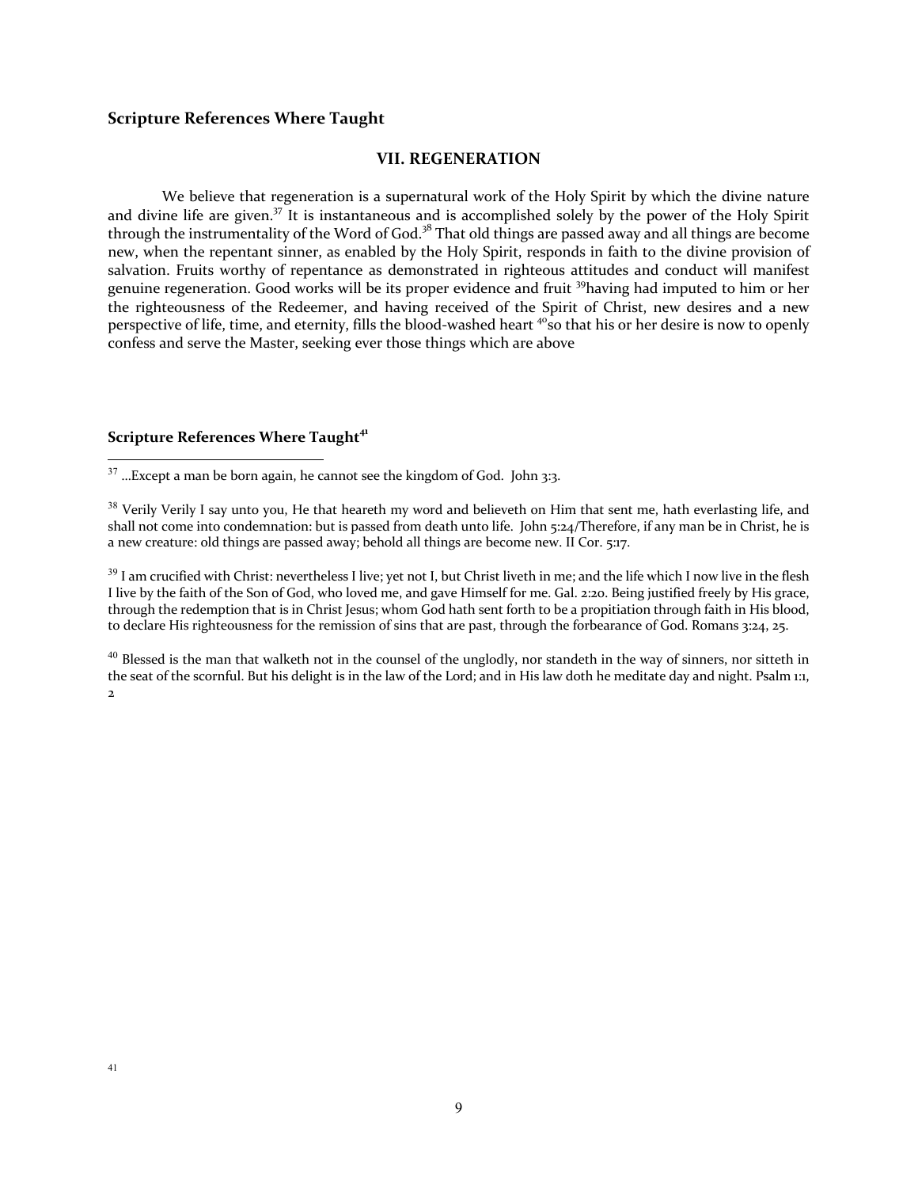**Scripture References Where Taught**

## VII. REGENERATION

We believe that regeneration is a supernatural work of the Holy Spirit by which the divine nature and divine life are given.[37] It is instantaneous and is accomplished solely by the power of the Holy Spirit through the instrumentality of the Word of God.[38] That old things are passed away and all things are become new, when the repentant sinner, as enabled by the Holy Spirit, responds in faith to the divine provision of salvation. Fruits worthy of repentance as demonstrated in righteous attitudes and conduct will manifest genuine regeneration. Good works will be its proper evidence and fruit [39]having had imputed to him or her the righteousness of the Redeemer, and having received of the Spirit of Christ, new desires and a new perspective of life, time, and eternity, fills the blood-washed heart [40]so that his or her desire is now to openly confess and serve the Master, seeking ever those things which are above

**Scripture References Where Taught**[41]

---

[37] ...Except a man be born again, he cannot see the kingdom of God. John 3:3.

[38] Verily Verily I say unto you, He that heareth my word and believeth on Him that sent me, hath everlasting life, and shall not come into condemnation: but is passed from death unto life. John 5:24/Therefore, if any man be in Christ, he is a new creature: old things are passed away; behold all things are become new. II Cor. 5:17.

[39] I am crucified with Christ: nevertheless I live; yet not I, but Christ liveth in me; and the life which I now live in the flesh I live by the faith of the Son of God, who loved me, and gave Himself for me. Gal. 2:20. Being justified freely by His grace, through the redemption that is in Christ Jesus; whom God hath sent forth to be a propitiation through faith in His blood, to declare His righteousness for the remission of sins that are past, through the forbearance of God. Romans 3:24, 25.

[40] Blessed is the man that walketh not in the counsel of the unglodly, nor standeth in the way of sinners, nor sitteth in the seat of the scornful. But his delight is in the law of the Lord; and in His law doth he meditate day and night. Psalm 1:1, 2

[41]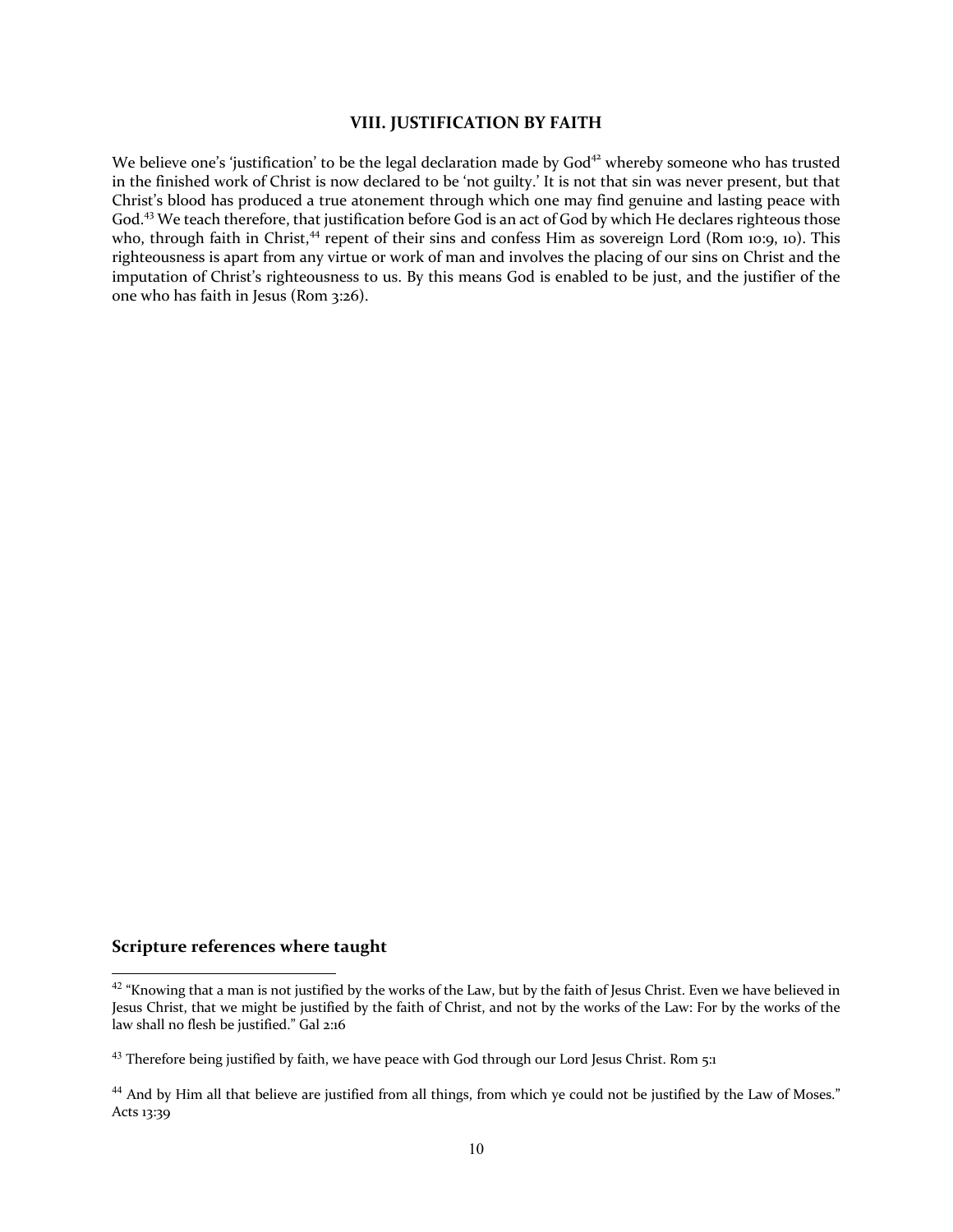## VIII. JUSTIFICATION BY FAITH

We believe one's 'justification' to be the legal declaration made by God[42] whereby someone who has trusted in the finished work of Christ is now declared to be 'not guilty.' It is not that sin was never present, but that Christ's blood has produced a true atonement through which one may find genuine and lasting peace with God.[43] We teach therefore, that justification before God is an act of God by which He declares righteous those who, through faith in Christ,[44] repent of their sins and confess Him as sovereign Lord (Rom 10:9, 10). This righteousness is apart from any virtue or work of man and involves the placing of our sins on Christ and the imputation of Christ's righteousness to us. By this means God is enabled to be just, and the justifier of the one who has faith in Jesus (Rom 3:26).

**Scripture references where taught**

[42] "Knowing that a man is not justified by the works of the Law, but by the faith of Jesus Christ. Even we have believed in Jesus Christ, that we might be justified by the faith of Christ, and not by the works of the Law: For by the works of the law shall no flesh be justified." Gal 2:16

[43] Therefore being justified by faith, we have peace with God through our Lord Jesus Christ. Rom 5:1

[44] And by Him all that believe are justified from all things, from which ye could not be justified by the Law of Moses." Acts 13:39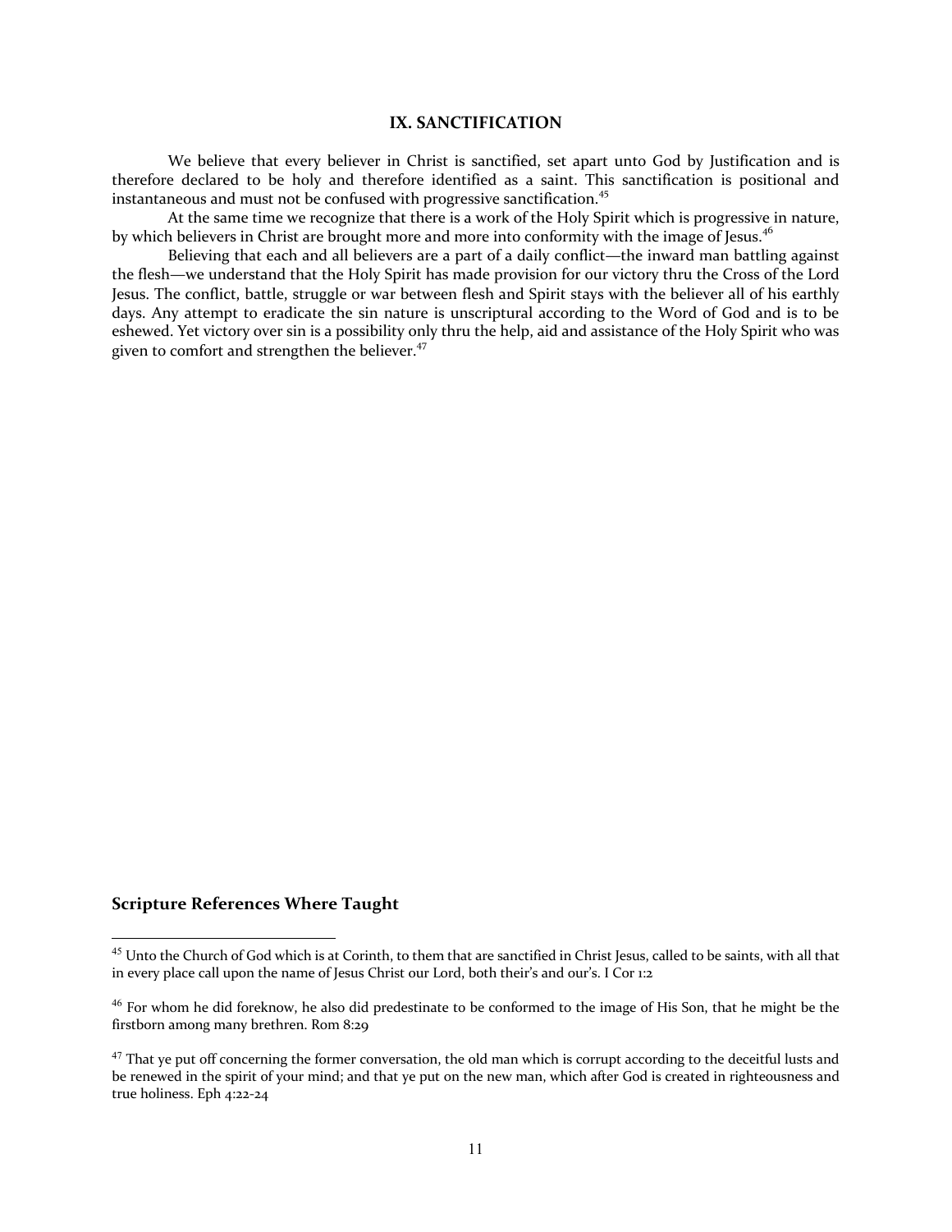## IX. SANCTIFICATION

We believe that every believer in Christ is sanctified, set apart unto God by Justification and is therefore declared to be holy and therefore identified as a saint. This sanctification is positional and instantaneous and must not be confused with progressive sanctification.[45]

At the same time we recognize that there is a work of the Holy Spirit which is progressive in nature, by which believers in Christ are brought more and more into conformity with the image of Jesus.[46]

Believing that each and all believers are a part of a daily conflict—the inward man battling against the flesh—we understand that the Holy Spirit has made provision for our victory thru the Cross of the Lord Jesus. The conflict, battle, struggle or war between flesh and Spirit stays with the believer all of his earthly days. Any attempt to eradicate the sin nature is unscriptural according to the Word of God and is to be eshewed. Yet victory over sin is a possibility only thru the help, aid and assistance of the Holy Spirit who was given to comfort and strengthen the believer.[47]

### Scripture References Where Taught

[45] Unto the Church of God which is at Corinth, to them that are sanctified in Christ Jesus, called to be saints, with all that in every place call upon the name of Jesus Christ our Lord, both their's and our's. I Cor 1:2

[46] For whom he did foreknow, he also did predestinate to be conformed to the image of His Son, that he might be the firstborn among many brethren. Rom 8:29

[47] That ye put off concerning the former conversation, the old man which is corrupt according to the deceitful lusts and be renewed in the spirit of your mind; and that ye put on the new man, which after God is created in righteousness and true holiness. Eph 4:22-24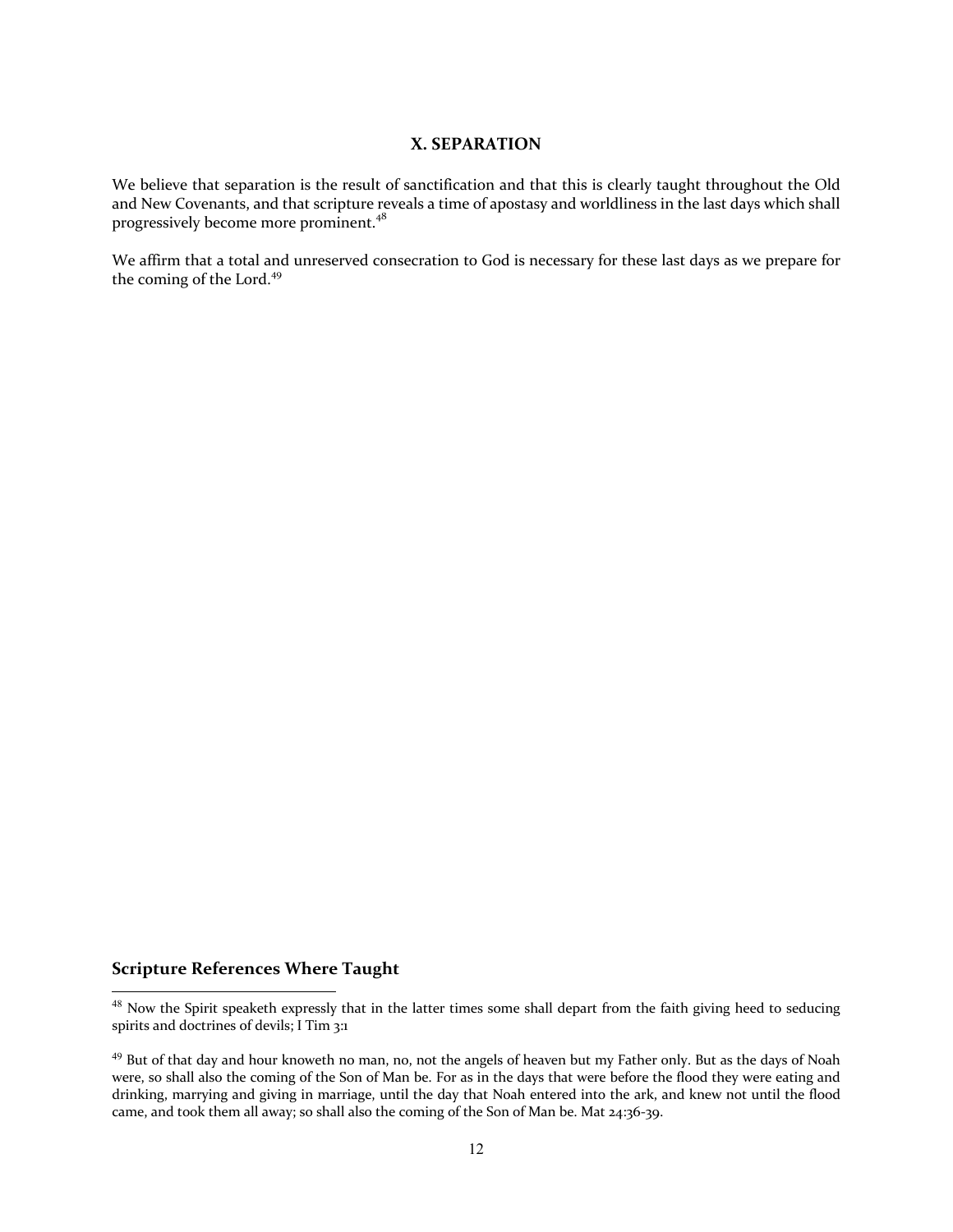## X. SEPARATION

We believe that separation is the result of sanctification and that this is clearly taught throughout the Old and New Covenants, and that scripture reveals a time of apostasy and worldliness in the last days which shall progressively become more prominent.[48]

We affirm that a total and unreserved consecration to God is necessary for these last days as we prepare for the coming of the Lord.[49]

**Scripture References Where Taught**

[48] Now the Spirit speaketh expressly that in the latter times some shall depart from the faith giving heed to seducing spirits and doctrines of devils; I Tim 3:1

[49] But of that day and hour knoweth no man, no, not the angels of heaven but my Father only. But as the days of Noah were, so shall also the coming of the Son of Man be. For as in the days that were before the flood they were eating and drinking, marrying and giving in marriage, until the day that Noah entered into the ark, and knew not until the flood came, and took them all away; so shall also the coming of the Son of Man be. Mat 24:36-39.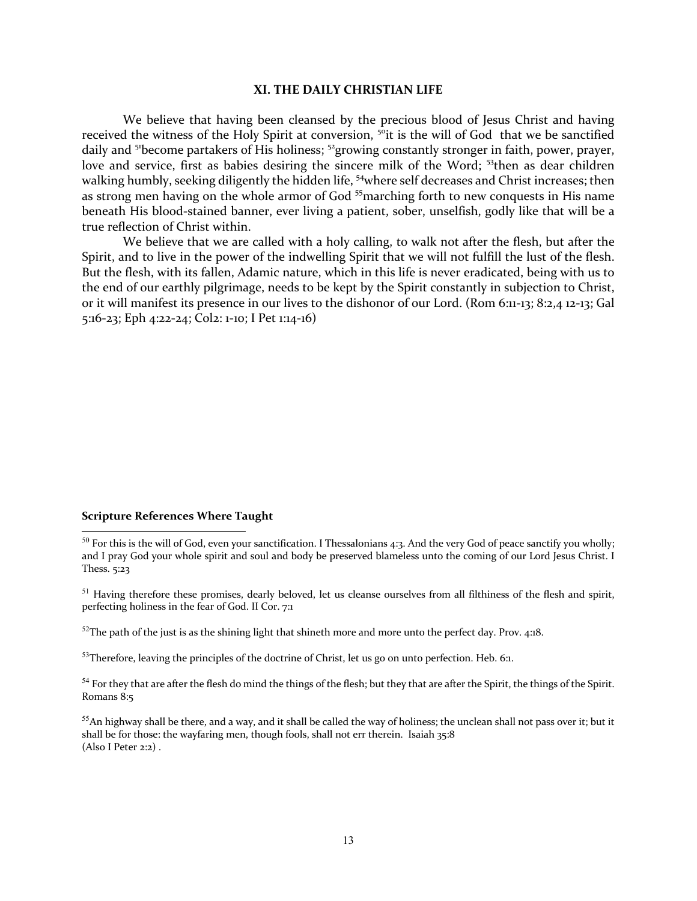## XI. THE DAILY CHRISTIAN LIFE

We believe that having been cleansed by the precious blood of Jesus Christ and having received the witness of the Holy Spirit at conversion, [50]it is the will of God that we be sanctified daily and [51]become partakers of His holiness; [52]growing constantly stronger in faith, power, prayer, love and service, first as babies desiring the sincere milk of the Word; [53]then as dear children walking humbly, seeking diligently the hidden life, [54]where self decreases and Christ increases; then as strong men having on the whole armor of God [55]marching forth to new conquests in His name beneath His blood-stained banner, ever living a patient, sober, unselfish, godly like that will be a true reflection of Christ within.

We believe that we are called with a holy calling, to walk not after the flesh, but after the Spirit, and to live in the power of the indwelling Spirit that we will not fulfill the lust of the flesh. But the flesh, with its fallen, Adamic nature, which in this life is never eradicated, being with us to the end of our earthly pilgrimage, needs to be kept by the Spirit constantly in subjection to Christ, or it will manifest its presence in our lives to the dishonor of our Lord. (Rom 6:11-13; 8:2,4 12-13; Gal 5:16-23; Eph 4:22-24; Col2: 1-10; I Pet 1:14-16)

**Scripture References Where Taught**

[50] For this is the will of God, even your sanctification. I Thessalonians 4:3. And the very God of peace sanctify you wholly; and I pray God your whole spirit and soul and body be preserved blameless unto the coming of our Lord Jesus Christ. I Thess. 5:23

[51] Having therefore these promises, dearly beloved, let us cleanse ourselves from all filthiness of the flesh and spirit, perfecting holiness in the fear of God. II Cor. 7:1

[52]The path of the just is as the shining light that shineth more and more unto the perfect day. Prov. 4:18.

[53]Therefore, leaving the principles of the doctrine of Christ, let us go on unto perfection. Heb. 6:1.

[54] For they that are after the flesh do mind the things of the flesh; but they that are after the Spirit, the things of the Spirit. Romans 8:5

[55]An highway shall be there, and a way, and it shall be called the way of holiness; the unclean shall not pass over it; but it shall be for those: the wayfaring men, though fools, shall not err therein. Isaiah 35:8
(Also I Peter 2:2) .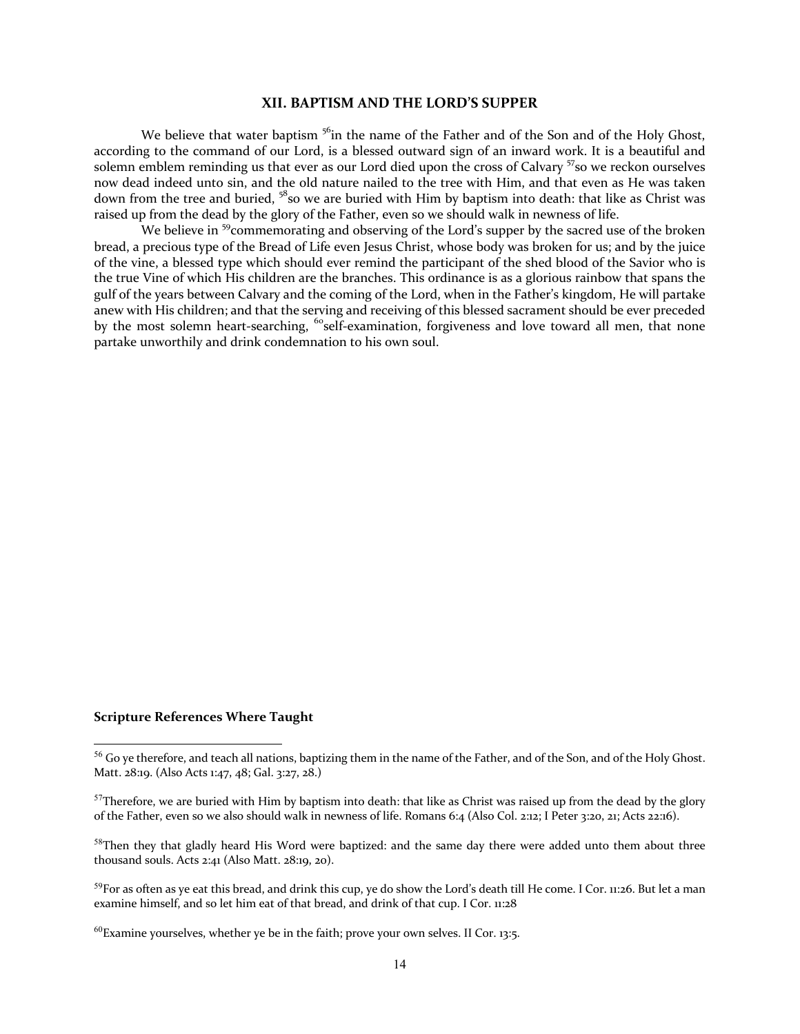## XII. BAPTISM AND THE LORD'S SUPPER

We believe that water baptism [56]in the name of the Father and of the Son and of the Holy Ghost, according to the command of our Lord, is a blessed outward sign of an inward work. It is a beautiful and solemn emblem reminding us that ever as our Lord died upon the cross of Calvary [57]so we reckon ourselves now dead indeed unto sin, and the old nature nailed to the tree with Him, and that even as He was taken down from the tree and buried, [58]so we are buried with Him by baptism into death: that like as Christ was raised up from the dead by the glory of the Father, even so we should walk in newness of life.

We believe in [59]commemorating and observing of the Lord's supper by the sacred use of the broken bread, a precious type of the Bread of Life even Jesus Christ, whose body was broken for us; and by the juice of the vine, a blessed type which should ever remind the participant of the shed blood of the Savior who is the true Vine of which His children are the branches. This ordinance is as a glorious rainbow that spans the gulf of the years between Calvary and the coming of the Lord, when in the Father's kingdom, He will partake anew with His children; and that the serving and receiving of this blessed sacrament should be ever preceded by the most solemn heart-searching, [60]self-examination, forgiveness and love toward all men, that none partake unworthily and drink condemnation to his own soul.

**Scripture References Where Taught**

[56] Go ye therefore, and teach all nations, baptizing them in the name of the Father, and of the Son, and of the Holy Ghost. Matt. 28:19. (Also Acts 1:47, 48; Gal. 3:27, 28.)

[57]Therefore, we are buried with Him by baptism into death: that like as Christ was raised up from the dead by the glory of the Father, even so we also should walk in newness of life. Romans 6:4 (Also Col. 2:12; I Peter 3:20, 21; Acts 22:16).

[58]Then they that gladly heard His Word were baptized: and the same day there were added unto them about three thousand souls. Acts 2:41 (Also Matt. 28:19, 20).

[59]For as often as ye eat this bread, and drink this cup, ye do show the Lord's death till He come. I Cor. 11:26. But let a man examine himself, and so let him eat of that bread, and drink of that cup. I Cor. 11:28

[60]Examine yourselves, whether ye be in the faith; prove your own selves. II Cor. 13:5.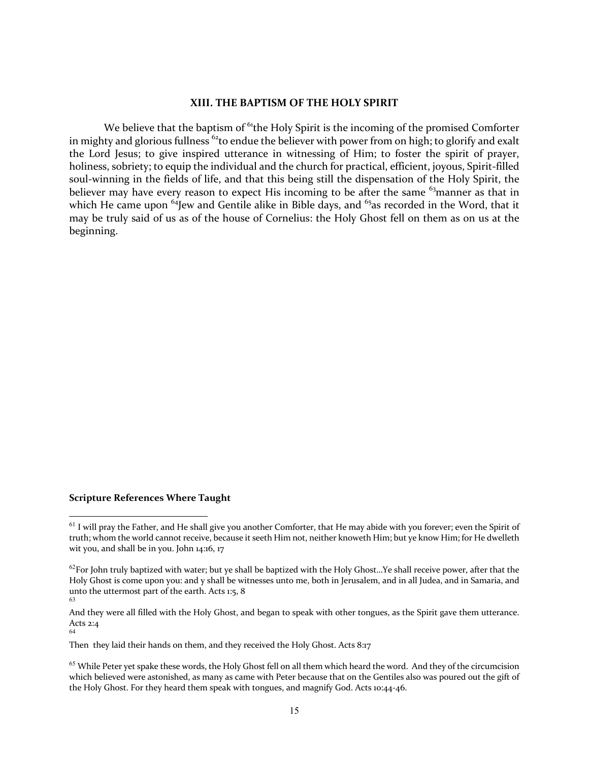## XIII. THE BAPTISM OF THE HOLY SPIRIT

We believe that the baptism of [61]the Holy Spirit is the incoming of the promised Comforter in mighty and glorious fullness [62]to endue the believer with power from on high; to glorify and exalt the Lord Jesus; to give inspired utterance in witnessing of Him; to foster the spirit of prayer, holiness, sobriety; to equip the individual and the church for practical, efficient, joyous, Spirit-filled soul-winning in the fields of life, and that this being still the dispensation of the Holy Spirit, the believer may have every reason to expect His incoming to be after the same [63]manner as that in which He came upon [64]Jew and Gentile alike in Bible days, and [65]as recorded in the Word, that it may be truly said of us as of the house of Cornelius: the Holy Ghost fell on them as on us at the beginning.

**Scripture References Where Taught**

[61] I will pray the Father, and He shall give you another Comforter, that He may abide with you forever; even the Spirit of truth; whom the world cannot receive, because it seeth Him not, neither knoweth Him; but ye know Him; for He dwelleth wit you, and shall be in you. John 14:16, 17

[62] For John truly baptized with water; but ye shall be baptized with the Holy Ghost...Ye shall receive power, after that the Holy Ghost is come upon you: and y shall be witnesses unto me, both in Jerusalem, and in all Judea, and in Samaria, and unto the uttermost part of the earth. Acts 1:5, 8

[63] And they were all filled with the Holy Ghost, and began to speak with other tongues, as the Spirit gave them utterance. Acts 2:4

[64] Then they laid their hands on them, and they received the Holy Ghost. Acts 8:17

[65] While Peter yet spake these words, the Holy Ghost fell on all them which heard the word. And they of the circumcision which believed were astonished, as many as came with Peter because that on the Gentiles also was poured out the gift of the Holy Ghost. For they heard them speak with tongues, and magnify God. Acts 10:44-46.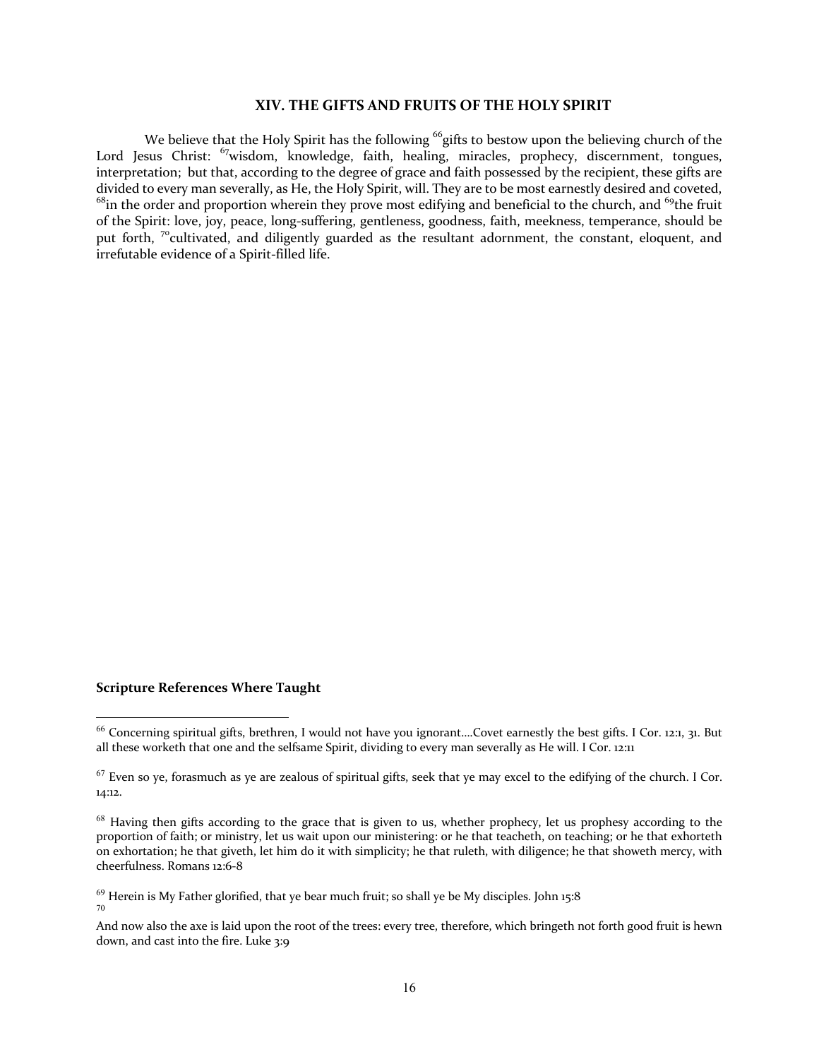## XIV. THE GIFTS AND FRUITS OF THE HOLY SPIRIT

We believe that the Holy Spirit has the following [66]gifts to bestow upon the believing church of the Lord Jesus Christ: [67]wisdom, knowledge, faith, healing, miracles, prophecy, discernment, tongues, interpretation; but that, according to the degree of grace and faith possessed by the recipient, these gifts are divided to every man severally, as He, the Holy Spirit, will. They are to be most earnestly desired and coveted, [68]in the order and proportion wherein they prove most edifying and beneficial to the church, and [69]the fruit of the Spirit: love, joy, peace, long-suffering, gentleness, goodness, faith, meekness, temperance, should be put forth, [70]cultivated, and diligently guarded as the resultant adornment, the constant, eloquent, and irrefutable evidence of a Spirit-filled life.

**Scripture References Where Taught**

[66] Concerning spiritual gifts, brethren, I would not have you ignorant….Covet earnestly the best gifts. I Cor. 12:1, 31. But all these worketh that one and the selfsame Spirit, dividing to every man severally as He will. I Cor. 12:11

[67] Even so ye, forasmuch as ye are zealous of spiritual gifts, seek that ye may excel to the edifying of the church. I Cor. 14:12.

[68] Having then gifts according to the grace that is given to us, whether prophecy, let us prophesy according to the proportion of faith; or ministry, let us wait upon our ministering: or he that teacheth, on teaching; or he that exhorteth on exhortation; he that giveth, let him do it with simplicity; he that ruleth, with diligence; he that showeth mercy, with cheerfulness. Romans 12:6-8

[69] Herein is My Father glorified, that ye bear much fruit; so shall ye be My disciples. John 15:8

[70] And now also the axe is laid upon the root of the trees: every tree, therefore, which bringeth not forth good fruit is hewn down, and cast into the fire. Luke 3:9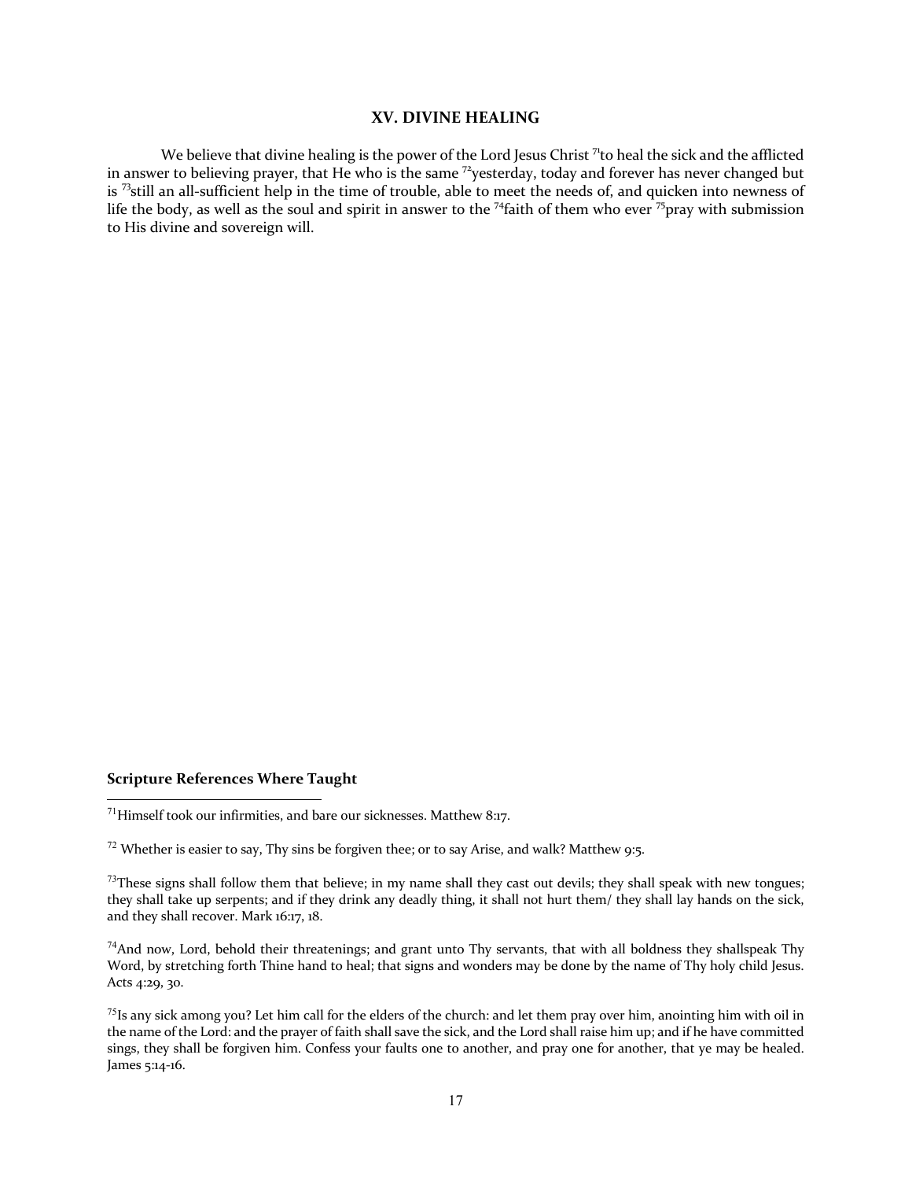## XV. DIVINE HEALING

We believe that divine healing is the power of the Lord Jesus Christ [71]to heal the sick and the afflicted in answer to believing prayer, that He who is the same [72]yesterday, today and forever has never changed but is [73]still an all-sufficient help in the time of trouble, able to meet the needs of, and quicken into newness of life the body, as well as the soul and spirit in answer to the [74]faith of them who ever [75]pray with submission to His divine and sovereign will.

**Scripture References Where Taught**

[71]Himself took our infirmities, and bare our sicknesses. Matthew 8:17.

[72] Whether is easier to say, Thy sins be forgiven thee; or to say Arise, and walk? Matthew 9:5.

[73]These signs shall follow them that believe; in my name shall they cast out devils; they shall speak with new tongues; they shall take up serpents; and if they drink any deadly thing, it shall not hurt them/ they shall lay hands on the sick, and they shall recover. Mark 16:17, 18.

[74]And now, Lord, behold their threatenings; and grant unto Thy servants, that with all boldness they shallspeak Thy Word, by stretching forth Thine hand to heal; that signs and wonders may be done by the name of Thy holy child Jesus. Acts 4:29, 30.

[75]Is any sick among you? Let him call for the elders of the church: and let them pray over him, anointing him with oil in the name of the Lord: and the prayer of faith shall save the sick, and the Lord shall raise him up; and if he have committed sings, they shall be forgiven him. Confess your faults one to another, and pray one for another, that ye may be healed. James 5:14-16.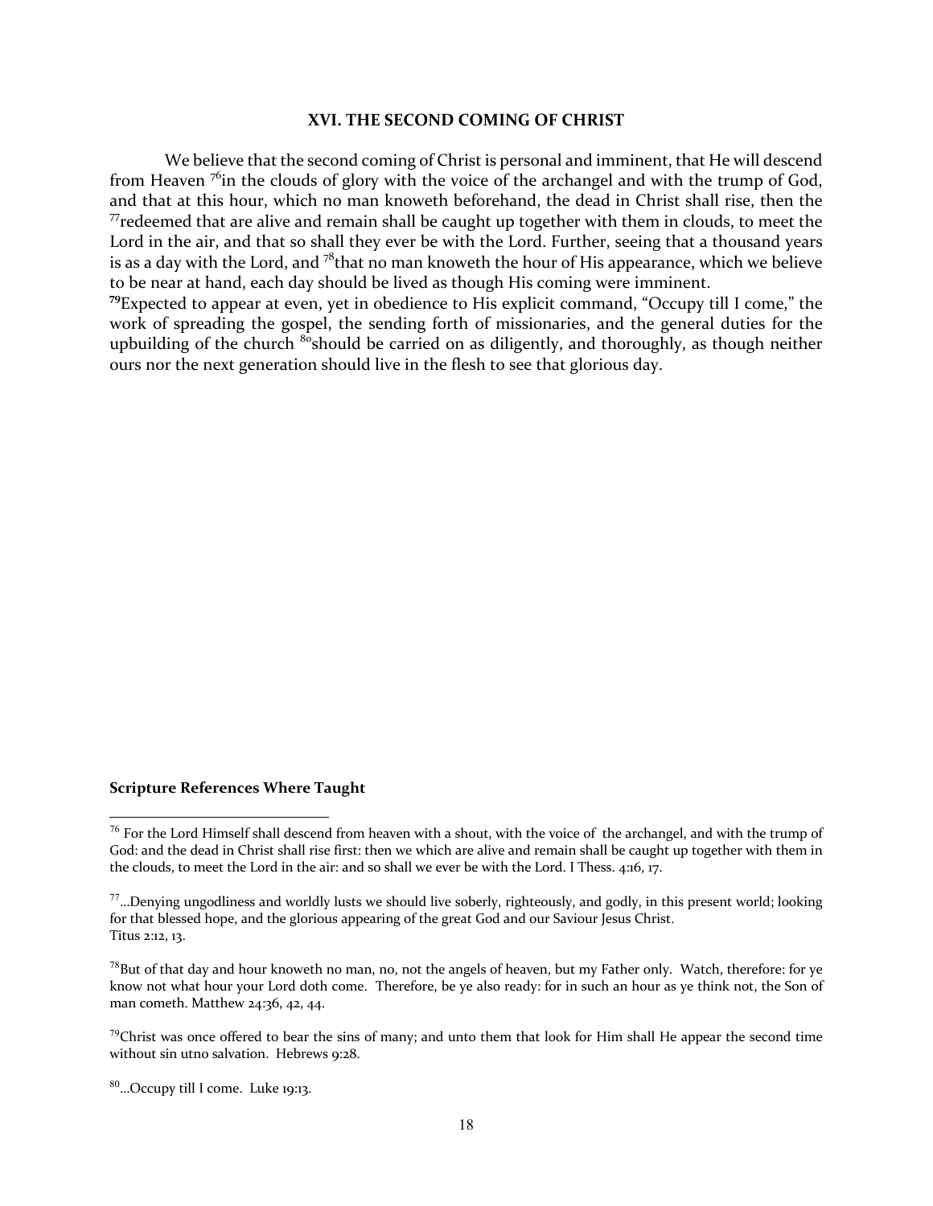### XVI. THE SECOND COMING OF CHRIST

We believe that the second coming of Christ is personal and imminent, that He will descend from Heaven [76]in the clouds of glory with the voice of the archangel and with the trump of God, and that at this hour, which no man knoweth beforehand, the dead in Christ shall rise, then the [77]redeemed that are alive and remain shall be caught up together with them in clouds, to meet the Lord in the air, and that so shall they ever be with the Lord. Further, seeing that a thousand years is as a day with the Lord, and [78]that no man knoweth the hour of His appearance, which we believe to be near at hand, each day should be lived as though His coming were imminent.
**[79]**Expected to appear at even, yet in obedience to His explicit command, "Occupy till I come," the work of spreading the gospel, the sending forth of missionaries, and the general duties for the upbuilding of the church [80]should be carried on as diligently, and thoroughly, as though neither ours nor the next generation should live in the flesh to see that glorious day.

**Scripture References Where Taught**

[76] For the Lord Himself shall descend from heaven with a shout, with the voice of the archangel, and with the trump of God: and the dead in Christ shall rise first: then we which are alive and remain shall be caught up together with them in the clouds, to meet the Lord in the air: and so shall we ever be with the Lord. I Thess. 4:16, 17.

[77]...Denying ungodliness and worldly lusts we should live soberly, righteously, and godly, in this present world; looking for that blessed hope, and the glorious appearing of the great God and our Saviour Jesus Christ. Titus 2:12, 13.

[78]But of that day and hour knoweth no man, no, not the angels of heaven, but my Father only. Watch, therefore: for ye know not what hour your Lord doth come. Therefore, be ye also ready: for in such an hour as ye think not, the Son of man cometh. Matthew 24:36, 42, 44.

[79]Christ was once offered to bear the sins of many; and unto them that look for Him shall He appear the second time without sin utno salvation. Hebrews 9:28.

[80]...Occupy till I come. Luke 19:13.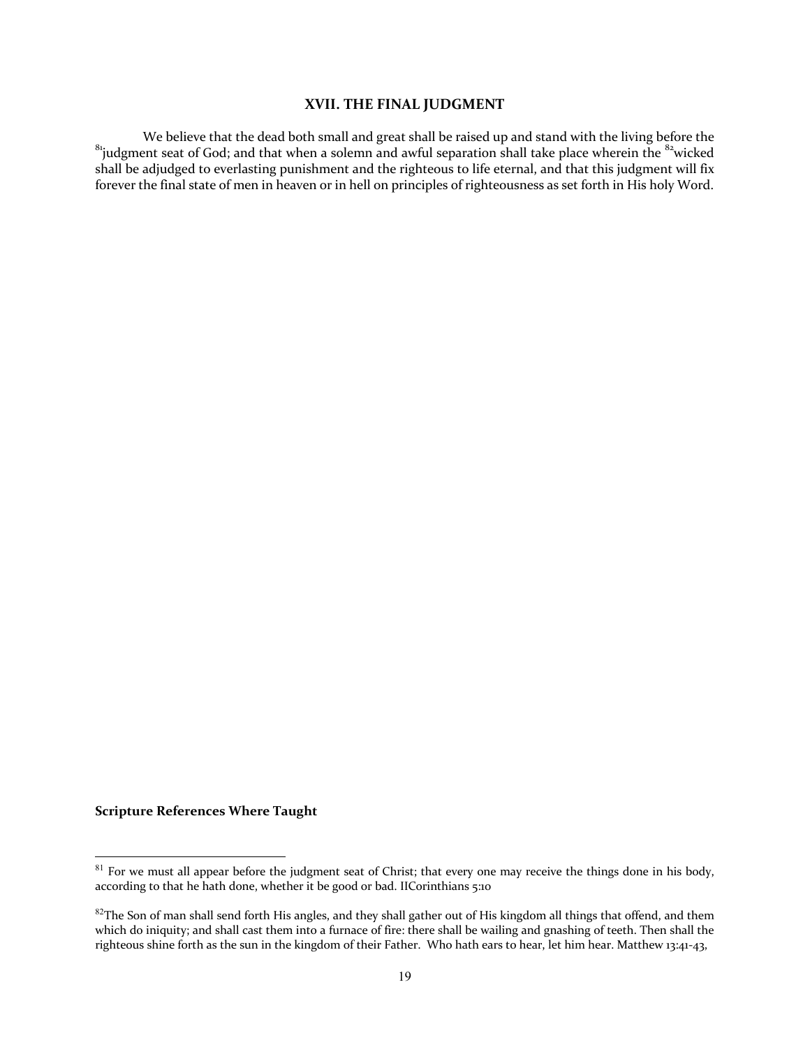### XVII. THE FINAL JUDGMENT

We believe that the dead both small and great shall be raised up and stand with the living before the [81]judgment seat of God; and that when a solemn and awful separation shall take place wherein the [82]wicked shall be adjudged to everlasting punishment and the righteous to life eternal, and that this judgment will fix forever the final state of men in heaven or in hell on principles of righteousness as set forth in His holy Word.

**Scripture References Where Taught**

[81] For we must all appear before the judgment seat of Christ; that every one may receive the things done in his body, according to that he hath done, whether it be good or bad. IICorinthians 5:10

[82]The Son of man shall send forth His angles, and they shall gather out of His kingdom all things that offend, and them which do iniquity; and shall cast them into a furnace of fire: there shall be wailing and gnashing of teeth. Then shall the righteous shine forth as the sun in the kingdom of their Father. Who hath ears to hear, let him hear. Matthew 13:41-43,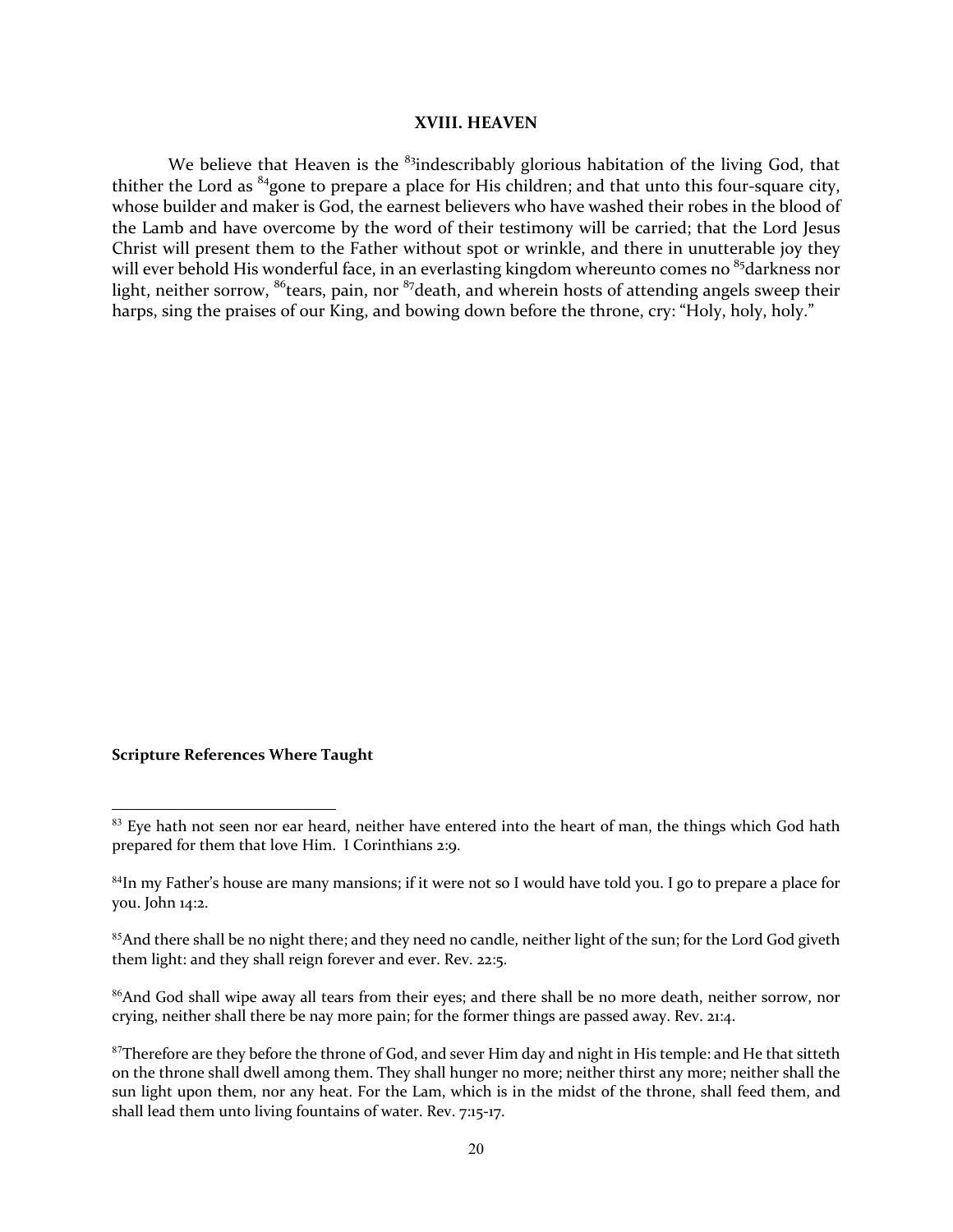## XVIII. HEAVEN

We believe that Heaven is the [83]indescribably glorious habitation of the living God, that thither the Lord as [84]gone to prepare a place for His children; and that unto this four-square city, whose builder and maker is God, the earnest believers who have washed their robes in the blood of the Lamb and have overcome by the word of their testimony will be carried; that the Lord Jesus Christ will present them to the Father without spot or wrinkle, and there in unutterable joy they will ever behold His wonderful face, in an everlasting kingdom whereunto comes no [85]darkness nor light, neither sorrow, [86]tears, pain, nor [87]death, and wherein hosts of attending angels sweep their harps, sing the praises of our King, and bowing down before the throne, cry: "Holy, holy, holy."

**Scripture References Where Taught**

[83] Eye hath not seen nor ear heard, neither have entered into the heart of man, the things which God hath prepared for them that love Him. I Corinthians 2:9.

[84] In my Father's house are many mansions; if it were not so I would have told you. I go to prepare a place for you. John 14:2.

[85] And there shall be no night there; and they need no candle, neither light of the sun; for the Lord God giveth them light: and they shall reign forever and ever. Rev. 22:5.

[86] And God shall wipe away all tears from their eyes; and there shall be no more death, neither sorrow, nor crying, neither shall there be nay more pain; for the former things are passed away. Rev. 21:4.

[87] Therefore are they before the throne of God, and sever Him day and night in His temple: and He that sitteth on the throne shall dwell among them. They shall hunger no more; neither thirst any more; neither shall the sun light upon them, nor any heat. For the Lam, which is in the midst of the throne, shall feed them, and shall lead them unto living fountains of water. Rev. 7:15-17.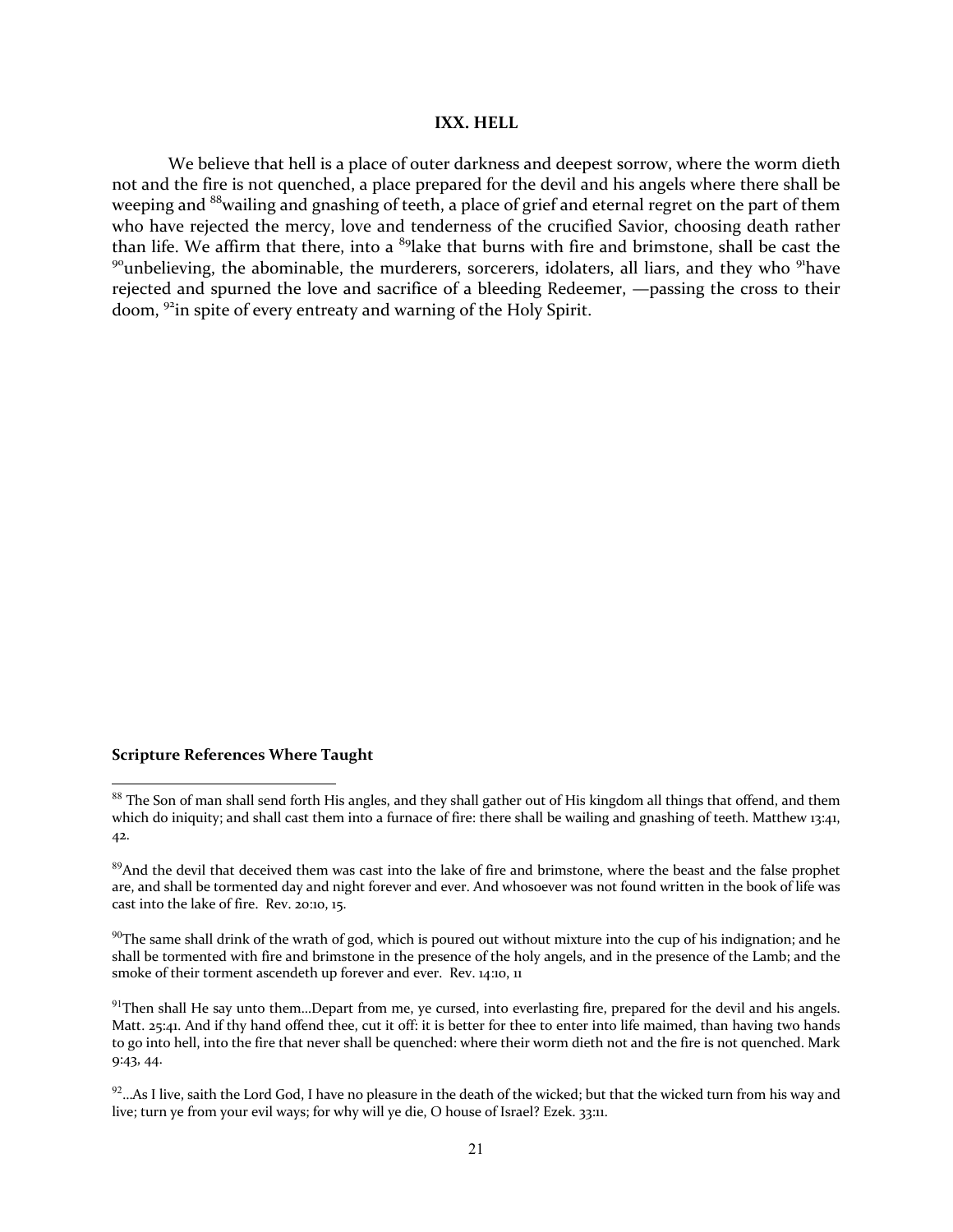## IXX. HELL

We believe that hell is a place of outer darkness and deepest sorrow, where the worm dieth not and the fire is not quenched, a place prepared for the devil and his angels where there shall be weeping and [88]wailing and gnashing of teeth, a place of grief and eternal regret on the part of them who have rejected the mercy, love and tenderness of the crucified Savior, choosing death rather than life. We affirm that there, into a [89]lake that burns with fire and brimstone, shall be cast the [90]unbelieving, the abominable, the murderers, sorcerers, idolaters, all liars, and they who [91]have rejected and spurned the love and sacrifice of a bleeding Redeemer, —passing the cross to their doom, [92]in spite of every entreaty and warning of the Holy Spirit.

**Scripture References Where Taught**

[88] The Son of man shall send forth His angles, and they shall gather out of His kingdom all things that offend, and them which do iniquity; and shall cast them into a furnace of fire: there shall be wailing and gnashing of teeth. Matthew 13:41, 42.

[89]And the devil that deceived them was cast into the lake of fire and brimstone, where the beast and the false prophet are, and shall be tormented day and night forever and ever. And whosoever was not found written in the book of life was cast into the lake of fire. Rev. 20:10, 15.

[90]The same shall drink of the wrath of god, which is poured out without mixture into the cup of his indignation; and he shall be tormented with fire and brimstone in the presence of the holy angels, and in the presence of the Lamb; and the smoke of their torment ascendeth up forever and ever. Rev. 14:10, 11

[91]Then shall He say unto them...Depart from me, ye cursed, into everlasting fire, prepared for the devil and his angels. Matt. 25:41. And if thy hand offend thee, cut it off: it is better for thee to enter into life maimed, than having two hands to go into hell, into the fire that never shall be quenched: where their worm dieth not and the fire is not quenched. Mark 9:43, 44.

[92]...As I live, saith the Lord God, I have no pleasure in the death of the wicked; but that the wicked turn from his way and live; turn ye from your evil ways; for why will ye die, O house of Israel? Ezek. 33:11.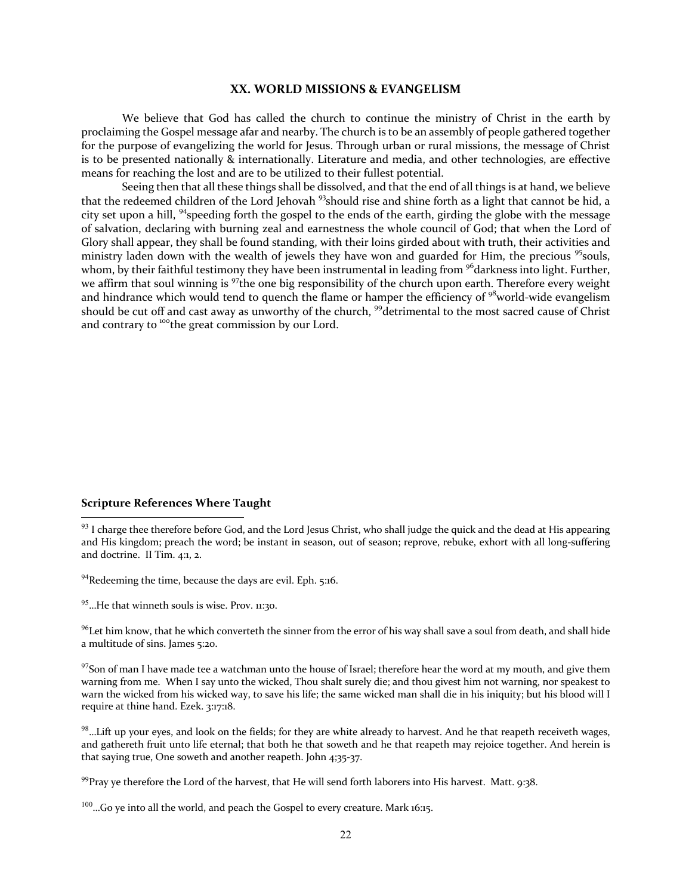## XX. WORLD MISSIONS & EVANGELISM

We believe that God has called the church to continue the ministry of Christ in the earth by proclaiming the Gospel message afar and nearby. The church is to be an assembly of people gathered together for the purpose of evangelizing the world for Jesus. Through urban or rural missions, the message of Christ is to be presented nationally & internationally. Literature and media, and other technologies, are effective means for reaching the lost and are to be utilized to their fullest potential.

Seeing then that all these things shall be dissolved, and that the end of all things is at hand, we believe that the redeemed children of the Lord Jehovah [93]should rise and shine forth as a light that cannot be hid, a city set upon a hill, [94]speeding forth the gospel to the ends of the earth, girding the globe with the message of salvation, declaring with burning zeal and earnestness the whole council of God; that when the Lord of Glory shall appear, they shall be found standing, with their loins girded about with truth, their activities and ministry laden down with the wealth of jewels they have won and guarded for Him, the precious [95]souls, whom, by their faithful testimony they have been instrumental in leading from [96]darkness into light. Further, we affirm that soul winning is [97]the one big responsibility of the church upon earth. Therefore every weight and hindrance which would tend to quench the flame or hamper the efficiency of [98]world-wide evangelism should be cut off and cast away as unworthy of the church, [99]detrimental to the most sacred cause of Christ and contrary to [100]the great commission by our Lord.

**Scripture References Where Taught**

[93] I charge thee therefore before God, and the Lord Jesus Christ, who shall judge the quick and the dead at His appearing and His kingdom; preach the word; be instant in season, out of season; reprove, rebuke, exhort with all long-suffering and doctrine. II Tim. 4:1, 2.

[94]Redeeming the time, because the days are evil. Eph. 5:16.

[95]...He that winneth souls is wise. Prov. 11:30.

[96]Let him know, that he which converteth the sinner from the error of his way shall save a soul from death, and shall hide a multitude of sins. James 5:20.

[97]Son of man I have made tee a watchman unto the house of Israel; therefore hear the word at my mouth, and give them warning from me. When I say unto the wicked, Thou shalt surely die; and thou givest him not warning, nor speakest to warn the wicked from his wicked way, to save his life; the same wicked man shall die in his iniquity; but his blood will I require at thine hand. Ezek. 3:17:18.

[98]...Lift up your eyes, and look on the fields; for they are white already to harvest. And he that reapeth receiveth wages, and gathereth fruit unto life eternal; that both he that soweth and he that reapeth may rejoice together. And herein is that saying true, One soweth and another reapeth. John 4;35-37.

[99]Pray ye therefore the Lord of the harvest, that He will send forth laborers into His harvest. Matt. 9:38.

[100]...Go ye into all the world, and peach the Gospel to every creature. Mark 16:15.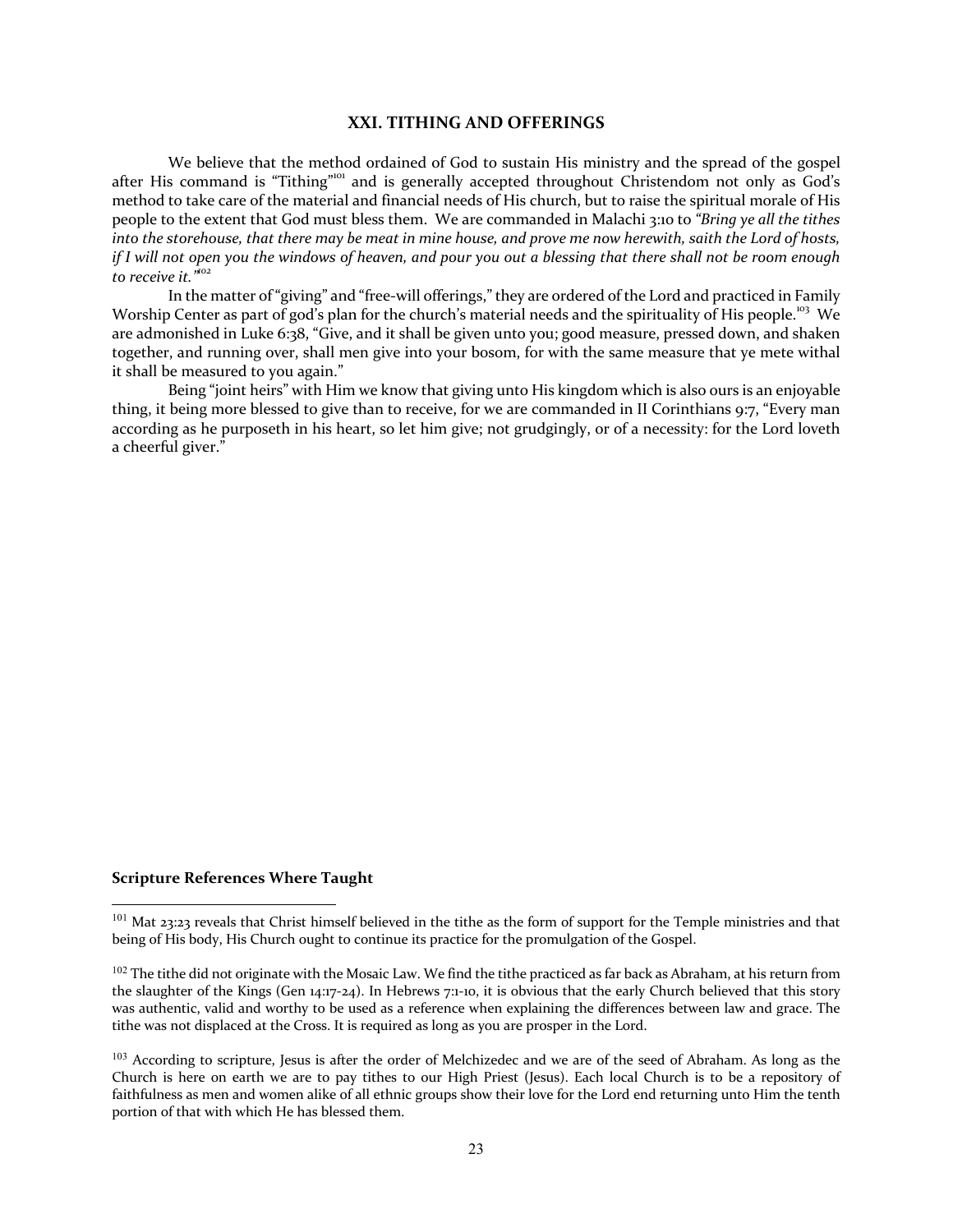## XXI. TITHING AND OFFERINGS

We believe that the method ordained of God to sustain His ministry and the spread of the gospel after His command is "Tithing"[101] and is generally accepted throughout Christendom not only as God's method to take care of the material and financial needs of His church, but to raise the spiritual morale of His people to the extent that God must bless them. We are commanded in Malachi 3:10 to *"Bring ye all the tithes into the storehouse, that there may be meat in mine house, and prove me now herewith, saith the Lord of hosts, if I will not open you the windows of heaven, and pour you out a blessing that there shall not be room enough to receive it."*[102]

In the matter of "giving" and "free-will offerings," they are ordered of the Lord and practiced in Family Worship Center as part of god's plan for the church's material needs and the spirituality of His people.[103] We are admonished in Luke 6:38, "Give, and it shall be given unto you; good measure, pressed down, and shaken together, and running over, shall men give into your bosom, for with the same measure that ye mete withal it shall be measured to you again."

Being "joint heirs" with Him we know that giving unto His kingdom which is also ours is an enjoyable thing, it being more blessed to give than to receive, for we are commanded in II Corinthians 9:7, "Every man according as he purposeth in his heart, so let him give; not grudgingly, or of a necessity: for the Lord loveth a cheerful giver."

**Scripture References Where Taught**

[101] Mat 23:23 reveals that Christ himself believed in the tithe as the form of support for the Temple ministries and that being of His body, His Church ought to continue its practice for the promulgation of the Gospel.

[102] The tithe did not originate with the Mosaic Law. We find the tithe practiced as far back as Abraham, at his return from the slaughter of the Kings (Gen 14:17-24). In Hebrews 7:1-10, it is obvious that the early Church believed that this story was authentic, valid and worthy to be used as a reference when explaining the differences between law and grace. The tithe was not displaced at the Cross. It is required as long as you are prosper in the Lord.

[103] According to scripture, Jesus is after the order of Melchizedec and we are of the seed of Abraham. As long as the Church is here on earth we are to pay tithes to our High Priest (Jesus). Each local Church is to be a repository of faithfulness as men and women alike of all ethnic groups show their love for the Lord end returning unto Him the tenth portion of that with which He has blessed them.